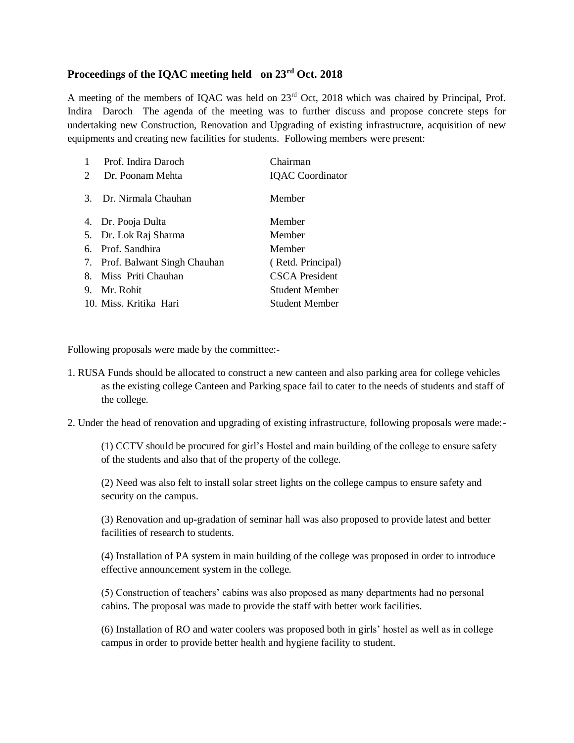## Proceedings of the IQAC meeting held on 23rd Oct. 2018

A meeting of the members of IQAC was held on 23rd Oct, 2018 which was chaired by Principal, Prof. Indira Daroch The agenda of the meeting was to further discuss and propose concrete steps for undertaking new Construction, Renovation and Upgrading of existing infrastructure, acquisition of new equipments and creating new facilities for students. Following members were present:

| | | |
|---|---|---|
| 1 | Prof. Indira Daroch | Chairman |
| 2 | Dr. Poonam Mehta | IQAC Coordinator |
| 3. | Dr. Nirmala Chauhan | Member |
| 4. | Dr. Pooja Dulta | Member |
| 5. | Dr. Lok Raj Sharma | Member |
| 6. | Prof. Sandhira | Member |
| 7. | Prof. Balwant Singh Chauhan | ( Retd. Principal) |
| 8. | Miss Priti Chauhan | CSCA President |
| 9. | Mr. Rohit | Student Member |
| 10. | Miss. Kritika Hari | Student Member |

Following proposals were made by the committee:-

1. RUSA Funds should be allocated to construct a new canteen and also parking area for college vehicles as the existing college Canteen and Parking space fail to cater to the needs of students and staff of the college.

2. Under the head of renovation and upgrading of existing infrastructure, following proposals were made:-

   (1) CCTV should be procured for girl's Hostel and main building of the college to ensure safety of the students and also that of the property of the college.

   (2) Need was also felt to install solar street lights on the college campus to ensure safety and security on the campus.

   (3) Renovation and up-gradation of seminar hall was also proposed to provide latest and better facilities of research to students.

   (4) Installation of PA system in main building of the college was proposed in order to introduce effective announcement system in the college.

   (5) Construction of teachers' cabins was also proposed as many departments had no personal cabins. The proposal was made to provide the staff with better work facilities.

   (6) Installation of RO and water coolers was proposed both in girls' hostel as well as in college campus in order to provide better health and hygiene facility to student.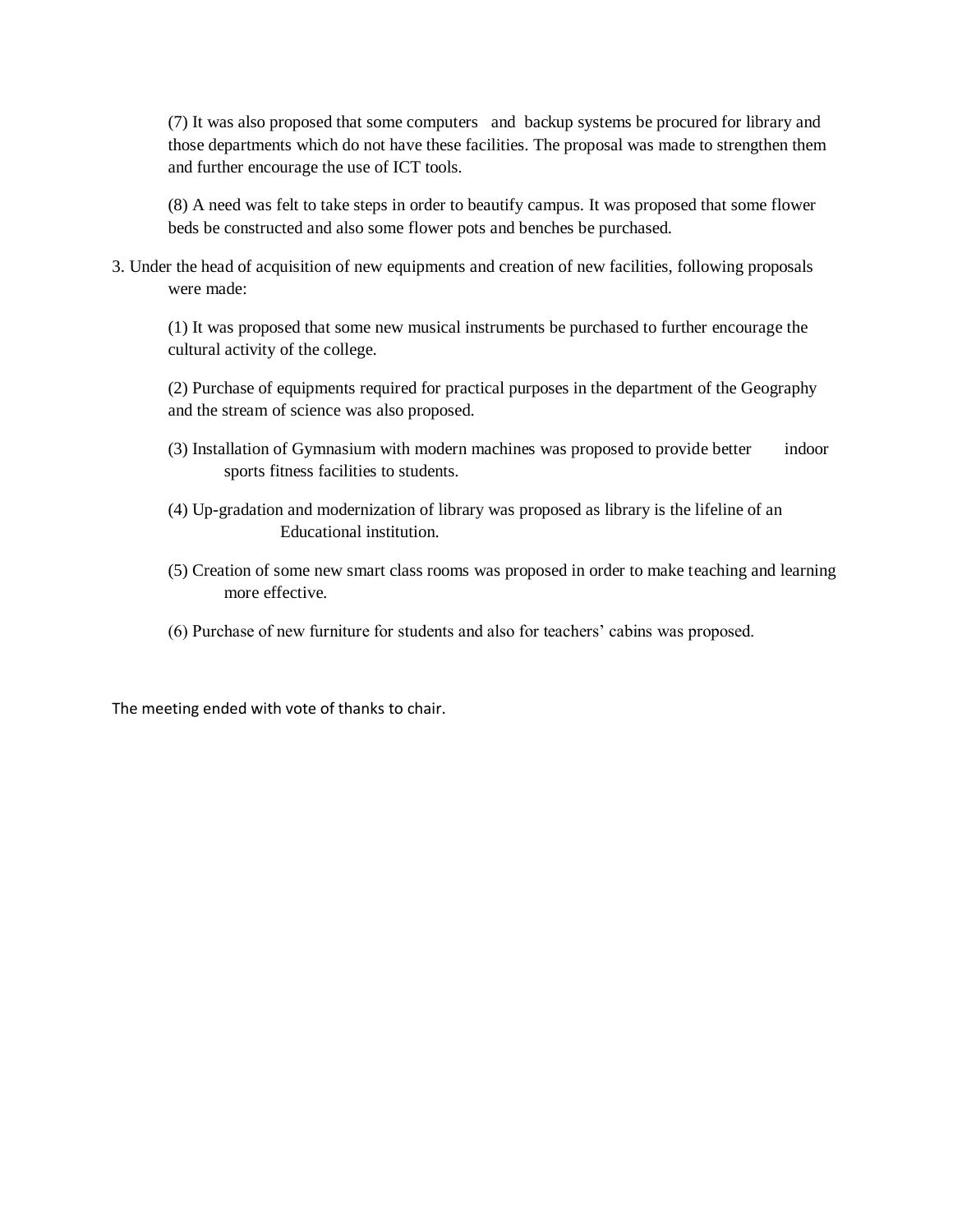(7) It was also proposed that some computers and backup systems be procured for library and those departments which do not have these facilities. The proposal was made to strengthen them and further encourage the use of ICT tools.

(8) A need was felt to take steps in order to beautify campus. It was proposed that some flower beds be constructed and also some flower pots and benches be purchased.

3. Under the head of acquisition of new equipments and creation of new facilities, following proposals were made:

(1) It was proposed that some new musical instruments be purchased to further encourage the cultural activity of the college.

(2) Purchase of equipments required for practical purposes in the department of the Geography and the stream of science was also proposed.

(3) Installation of Gymnasium with modern machines was proposed to provide better indoor sports fitness facilities to students.

(4) Up-gradation and modernization of library was proposed as library is the lifeline of an Educational institution.

(5) Creation of some new smart class rooms was proposed in order to make teaching and learning more effective.

(6) Purchase of new furniture for students and also for teachers' cabins was proposed.

The meeting ended with vote of thanks to chair.